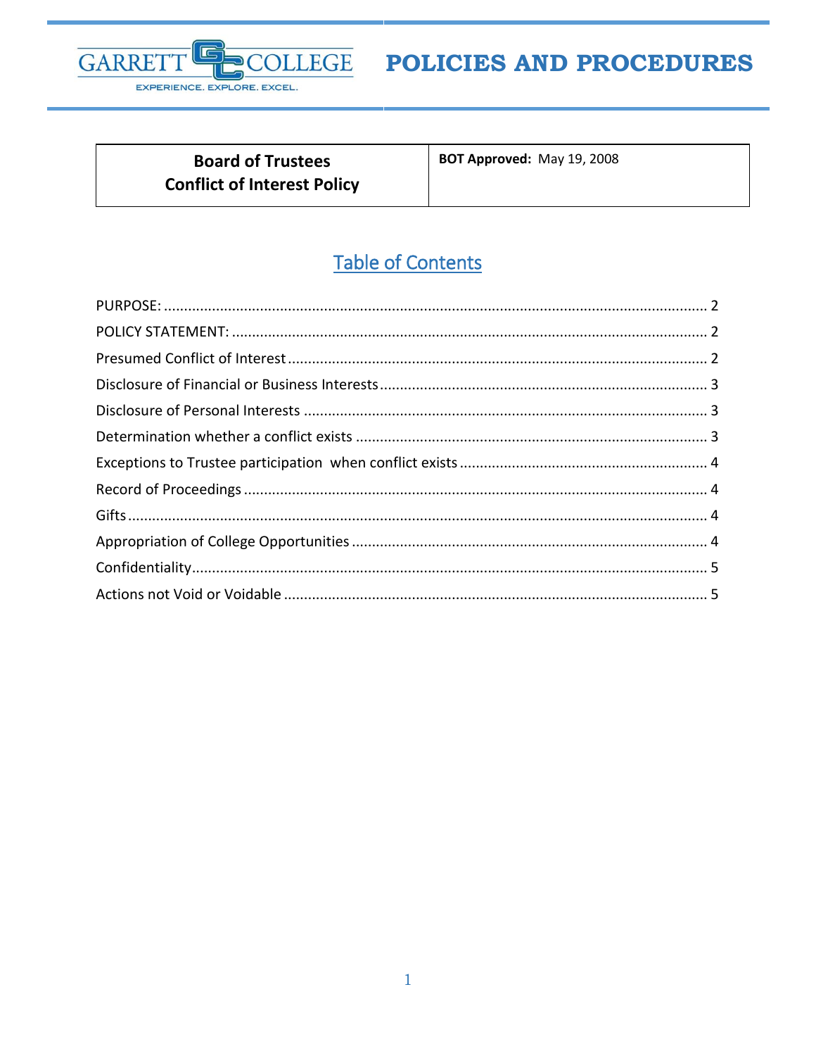# POLICIES AND PROCEDURES

| Board of Trustees<br>Conflict of Interest Policy | **BOT Approved:** May 19, 2008 |
|---|---|

## Table of Contents

- PURPOSE: ..... 2
- POLICY STATEMENT: ..... 2
- Presumed Conflict of Interest ..... 2
- Disclosure of Financial or Business Interests ..... 3
- Disclosure of Personal Interests ..... 3
- Determination whether a conflict exists ..... 3
- Exceptions to Trustee participation when conflict exists ..... 4
- Record of Proceedings ..... 4
- Gifts ..... 4
- Appropriation of College Opportunities ..... 4
- Confidentiality ..... 5
- Actions not Void or Voidable ..... 5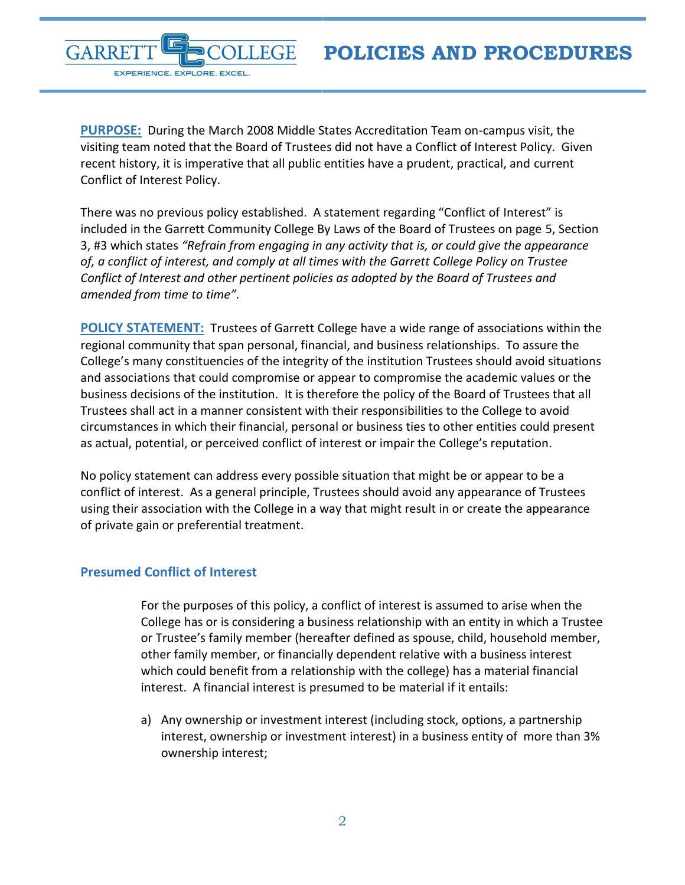**PURPOSE:** During the March 2008 Middle States Accreditation Team on-campus visit, the visiting team noted that the Board of Trustees did not have a Conflict of Interest Policy. Given recent history, it is imperative that all public entities have a prudent, practical, and current Conflict of Interest Policy.

There was no previous policy established. A statement regarding "Conflict of Interest" is included in the Garrett Community College By Laws of the Board of Trustees on page 5, Section 3, #3 which states *"Refrain from engaging in any activity that is, or could give the appearance of, a conflict of interest, and comply at all times with the Garrett College Policy on Trustee Conflict of Interest and other pertinent policies as adopted by the Board of Trustees and amended from time to time".*

**POLICY STATEMENT:** Trustees of Garrett College have a wide range of associations within the regional community that span personal, financial, and business relationships. To assure the College's many constituencies of the integrity of the institution Trustees should avoid situations and associations that could compromise or appear to compromise the academic values or the business decisions of the institution. It is therefore the policy of the Board of Trustees that all Trustees shall act in a manner consistent with their responsibilities to the College to avoid circumstances in which their financial, personal or business ties to other entities could present as actual, potential, or perceived conflict of interest or impair the College's reputation.

No policy statement can address every possible situation that might be or appear to be a conflict of interest. As a general principle, Trustees should avoid any appearance of Trustees using their association with the College in a way that might result in or create the appearance of private gain or preferential treatment.

### Presumed Conflict of Interest

For the purposes of this policy, a conflict of interest is assumed to arise when the College has or is considering a business relationship with an entity in which a Trustee or Trustee's family member (hereafter defined as spouse, child, household member, other family member, or financially dependent relative with a business interest which could benefit from a relationship with the college) has a material financial interest. A financial interest is presumed to be material if it entails:

a) Any ownership or investment interest (including stock, options, a partnership interest, ownership or investment interest) in a business entity of more than 3% ownership interest;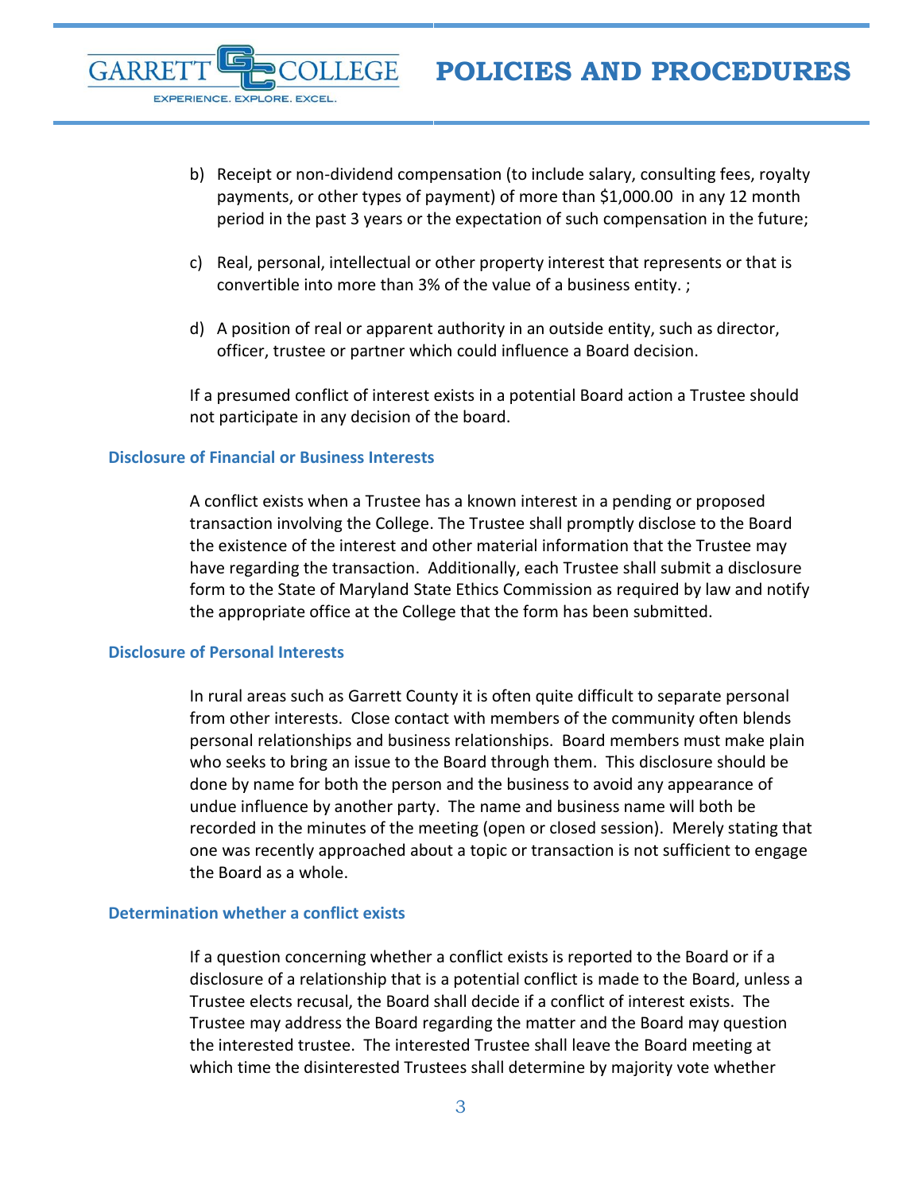b) Receipt or non-dividend compensation (to include salary, consulting fees, royalty payments, or other types of payment) of more than $1,000.00 in any 12 month period in the past 3 years or the expectation of such compensation in the future;

c) Real, personal, intellectual or other property interest that represents or that is convertible into more than 3% of the value of a business entity. ;

d) A position of real or apparent authority in an outside entity, such as director, officer, trustee or partner which could influence a Board decision.

If a presumed conflict of interest exists in a potential Board action a Trustee should not participate in any decision of the board.

### Disclosure of Financial or Business Interests

A conflict exists when a Trustee has a known interest in a pending or proposed transaction involving the College. The Trustee shall promptly disclose to the Board the existence of the interest and other material information that the Trustee may have regarding the transaction. Additionally, each Trustee shall submit a disclosure form to the State of Maryland State Ethics Commission as required by law and notify the appropriate office at the College that the form has been submitted.

### Disclosure of Personal Interests

In rural areas such as Garrett County it is often quite difficult to separate personal from other interests. Close contact with members of the community often blends personal relationships and business relationships. Board members must make plain who seeks to bring an issue to the Board through them. This disclosure should be done by name for both the person and the business to avoid any appearance of undue influence by another party. The name and business name will both be recorded in the minutes of the meeting (open or closed session). Merely stating that one was recently approached about a topic or transaction is not sufficient to engage the Board as a whole.

### Determination whether a conflict exists

If a question concerning whether a conflict exists is reported to the Board or if a disclosure of a relationship that is a potential conflict is made to the Board, unless a Trustee elects recusal, the Board shall decide if a conflict of interest exists. The Trustee may address the Board regarding the matter and the Board may question the interested trustee. The interested Trustee shall leave the Board meeting at which time the disinterested Trustees shall determine by majority vote whether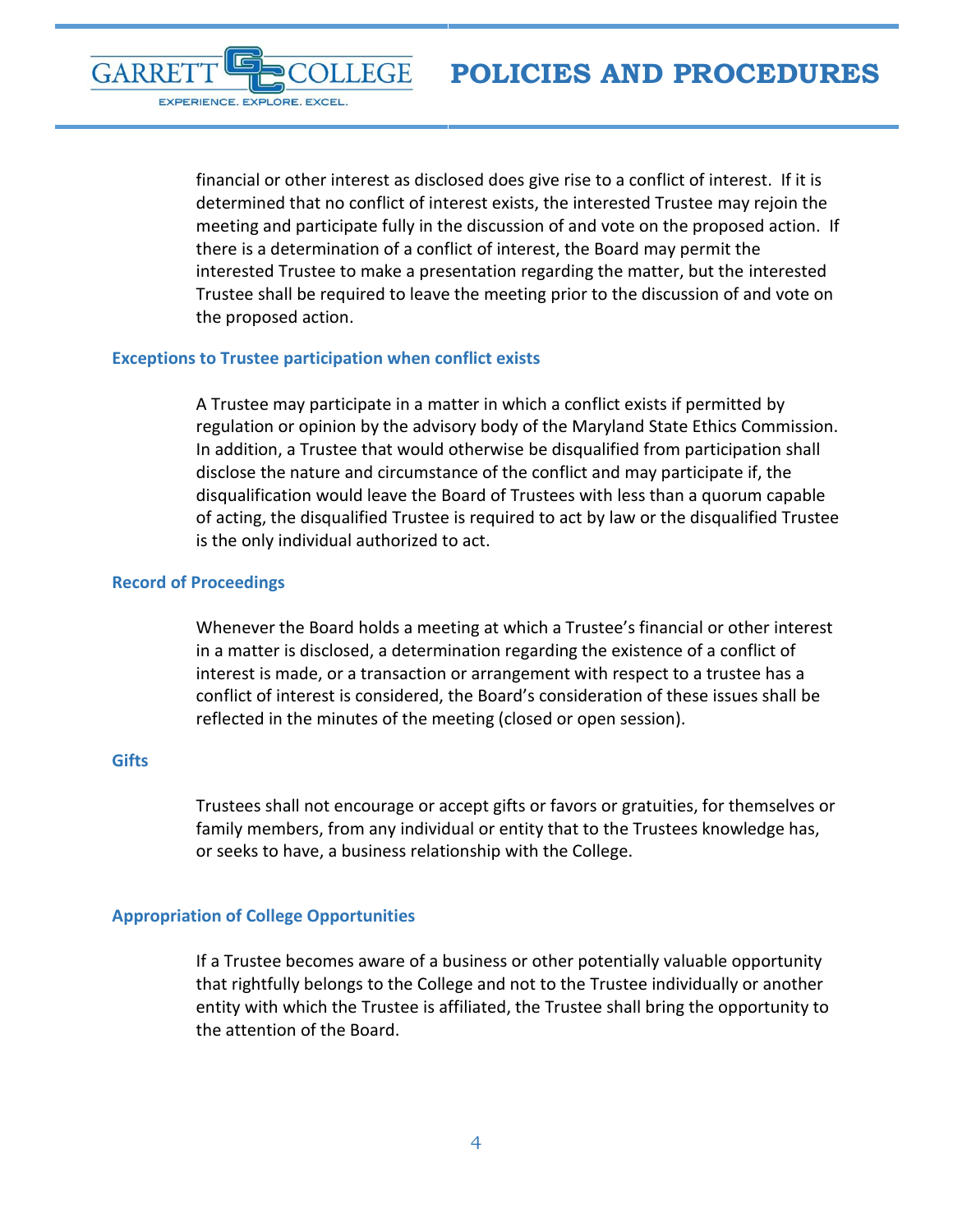financial or other interest as disclosed does give rise to a conflict of interest. If it is determined that no conflict of interest exists, the interested Trustee may rejoin the meeting and participate fully in the discussion of and vote on the proposed action. If there is a determination of a conflict of interest, the Board may permit the interested Trustee to make a presentation regarding the matter, but the interested Trustee shall be required to leave the meeting prior to the discussion of and vote on the proposed action.

### Exceptions to Trustee participation when conflict exists

A Trustee may participate in a matter in which a conflict exists if permitted by regulation or opinion by the advisory body of the Maryland State Ethics Commission. In addition, a Trustee that would otherwise be disqualified from participation shall disclose the nature and circumstance of the conflict and may participate if, the disqualification would leave the Board of Trustees with less than a quorum capable of acting, the disqualified Trustee is required to act by law or the disqualified Trustee is the only individual authorized to act.

### Record of Proceedings

Whenever the Board holds a meeting at which a Trustee's financial or other interest in a matter is disclosed, a determination regarding the existence of a conflict of interest is made, or a transaction or arrangement with respect to a trustee has a conflict of interest is considered, the Board's consideration of these issues shall be reflected in the minutes of the meeting (closed or open session).

### Gifts

Trustees shall not encourage or accept gifts or favors or gratuities, for themselves or family members, from any individual or entity that to the Trustees knowledge has, or seeks to have, a business relationship with the College.

### Appropriation of College Opportunities

If a Trustee becomes aware of a business or other potentially valuable opportunity that rightfully belongs to the College and not to the Trustee individually or another entity with which the Trustee is affiliated, the Trustee shall bring the opportunity to the attention of the Board.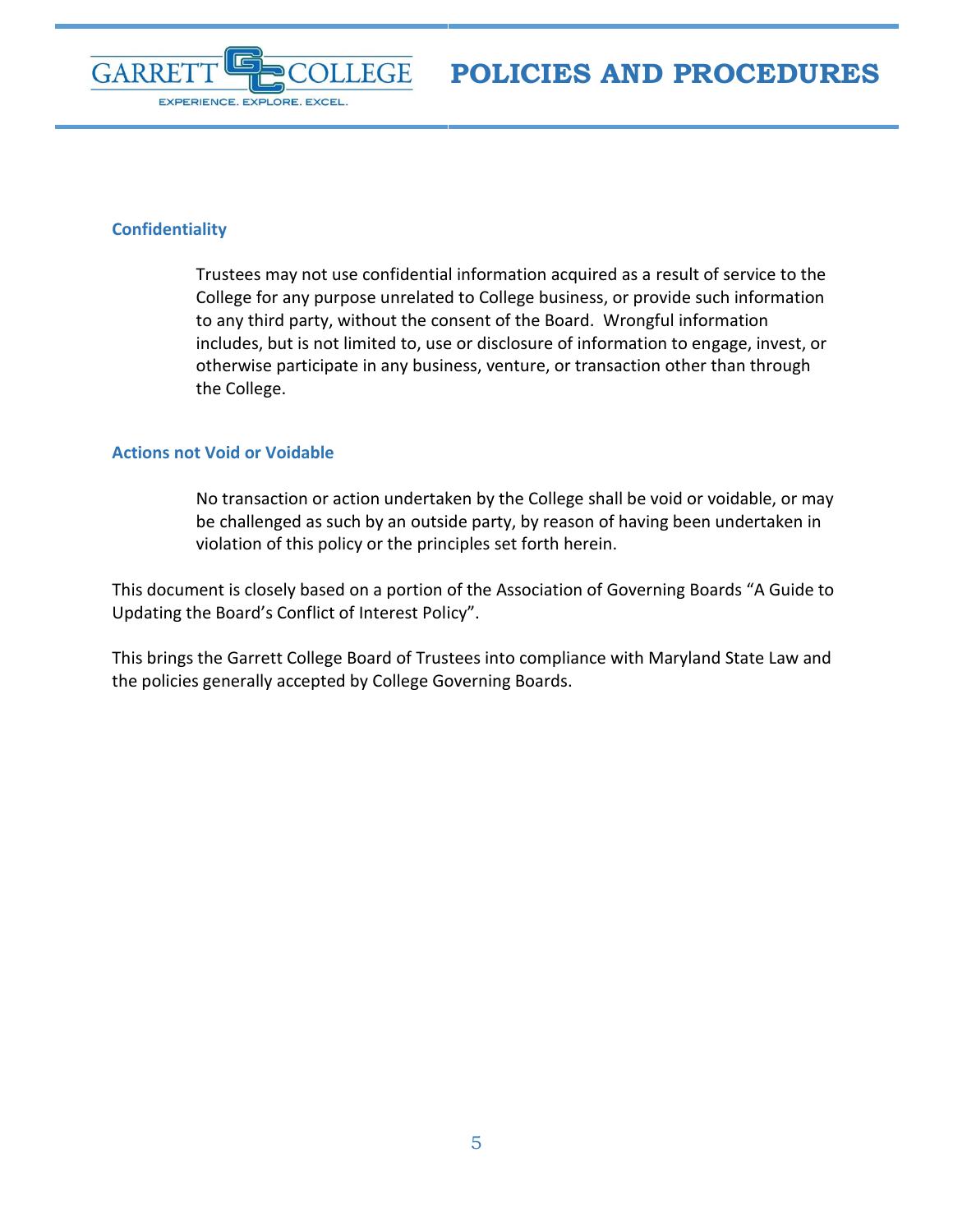### Confidentiality

Trustees may not use confidential information acquired as a result of service to the College for any purpose unrelated to College business, or provide such information to any third party, without the consent of the Board. Wrongful information includes, but is not limited to, use or disclosure of information to engage, invest, or otherwise participate in any business, venture, or transaction other than through the College.

### Actions not Void or Voidable

No transaction or action undertaken by the College shall be void or voidable, or may be challenged as such by an outside party, by reason of having been undertaken in violation of this policy or the principles set forth herein.

This document is closely based on a portion of the Association of Governing Boards "A Guide to Updating the Board's Conflict of Interest Policy".

This brings the Garrett College Board of Trustees into compliance with Maryland State Law and the policies generally accepted by College Governing Boards.